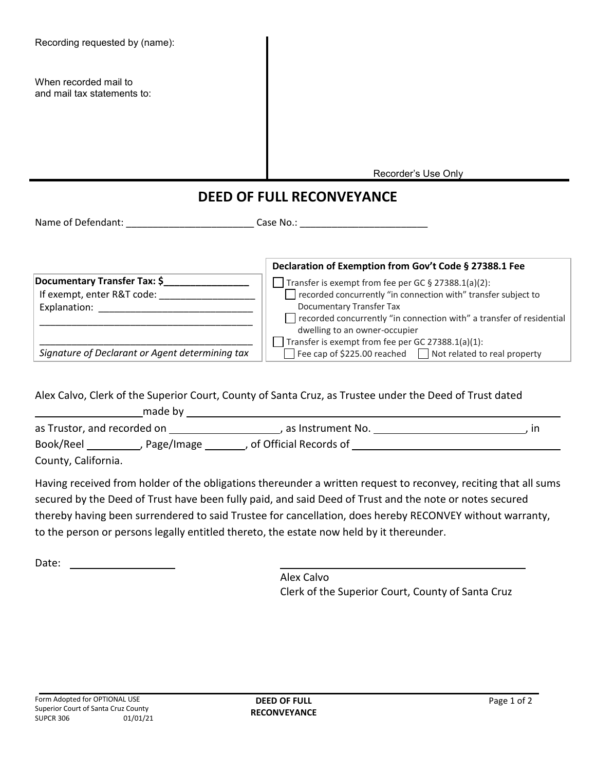Recording requested by (name):

When recorded mail to
and mail tax statements to:

Recorder's Use Only

# DEED OF FULL RECONVEYANCE

Name of Defendant: ________________________ Case No.: ________________________

| Documentary Transfer Tax: $_______________ | Declaration of Exemption from Gov't Code § 27388.1 Fee |
|---|---|
| If exempt, enter R&T code: _________________ | ☐ Transfer is exempt from fee per GC § 27388.1(a)(2): |
| Explanation: ____________________________ | ☐ recorded concurrently "in connection with" transfer subject to Documentary Transfer Tax |
| ________________________________________ | ☐ recorded concurrently "in connection with" a transfer of residential dwelling to an owner-occupier |
| ________________________________________ | ☐ Transfer is exempt from fee per GC 27388.1(a)(1): |
| *Signature of Declarant or Agent determining tax* | ☐ Fee cap of $225.00 reached ☐ Not related to real property |

Alex Calvo, Clerk of the Superior Court, County of Santa Cruz, as Trustee under the Deed of Trust dated __________________ made by ____________________________________________________________ as Trustor, and recorded on ____________________, as Instrument No. ____________________________, in Book/Reel __________, Page/Image ________, of Official Records of ______________________________ County, California.

Having received from holder of the obligations thereunder a written request to reconvey, reciting that all sums secured by the Deed of Trust have been fully paid, and said Deed of Trust and the note or notes secured thereby having been surrendered to said Trustee for cancellation, does hereby RECONVEY without warranty, to the person or persons legally entitled thereto, the estate now held by it thereunder.

Date: __________________

____________________________________________
Alex Calvo
Clerk of the Superior Court, County of Santa Cruz

Form Adopted for OPTIONAL USE
Superior Court of Santa Cruz County
SUPCR 306 01/01/21

**DEED OF FULL RECONVEYANCE**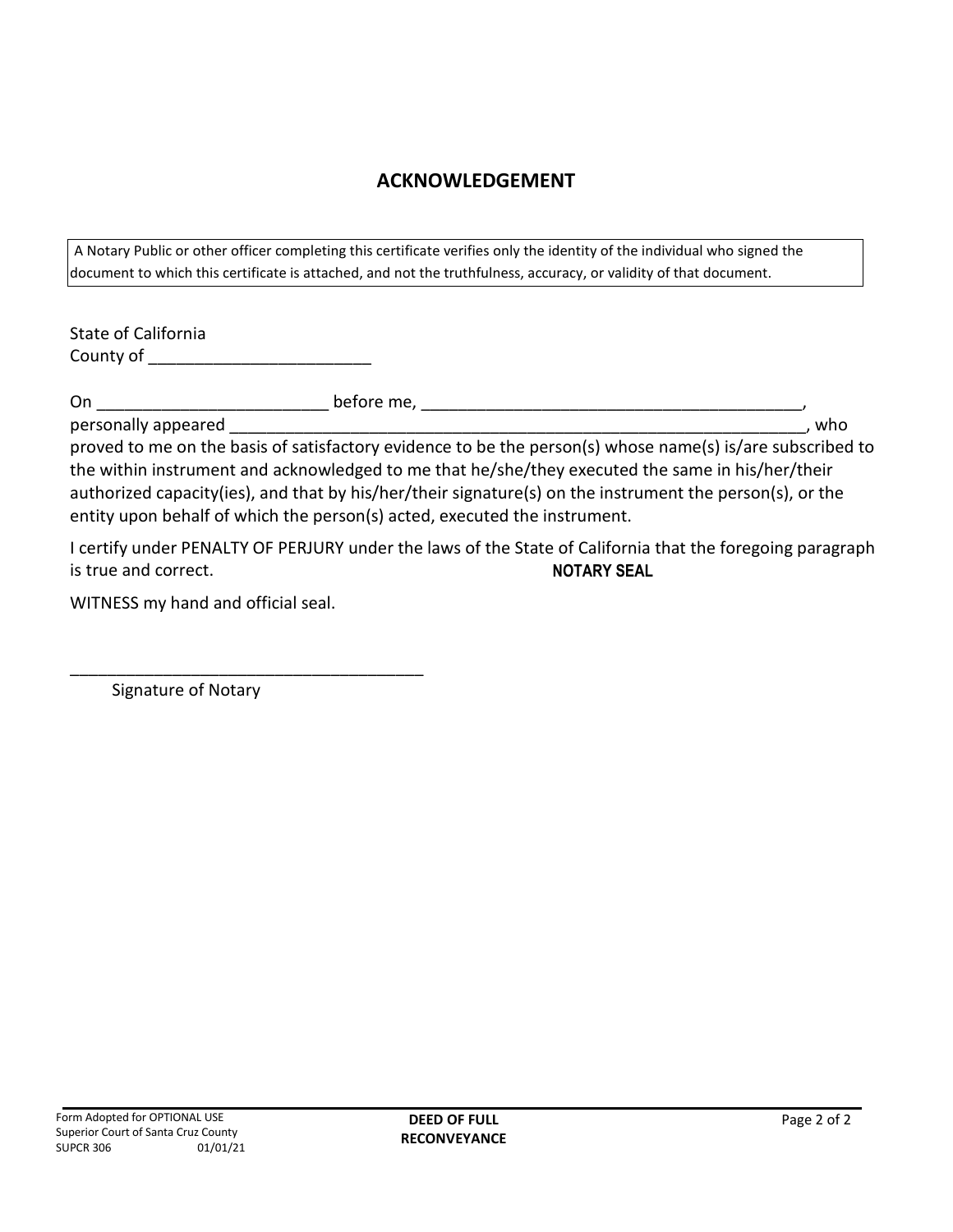# ACKNOWLEDGEMENT

| |
|---|
| A Notary Public or other officer completing this certificate verifies only the identity of the individual who signed the document to which this certificate is attached, and not the truthfulness, accuracy, or validity of that document. |

State of California
County of ________________________

On _________________________ before me, __________________________________________,
personally appeared _________________________________________________________________, who proved to me on the basis of satisfactory evidence to be the person(s) whose name(s) is/are subscribed to the within instrument and acknowledged to me that he/she/they executed the same in his/her/their authorized capacity(ies), and that by his/her/their signature(s) on the instrument the person(s), or the entity upon behalf of which the person(s) acted, executed the instrument.

I certify under PENALTY OF PERJURY under the laws of the State of California that the foregoing paragraph is true and correct.

**NOTARY SEAL**

WITNESS my hand and official seal.

_______________________________________
Signature of Notary

Form Adopted for OPTIONAL USE
Superior Court of Santa Cruz County
SUPCR 306 01/01/21

**DEED OF FULL RECONVEYANCE**